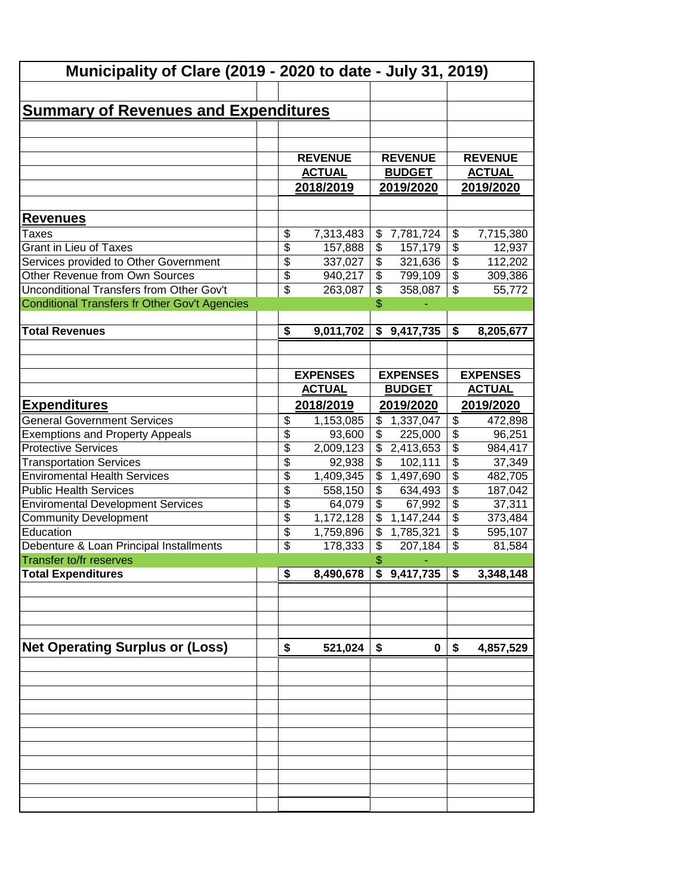# Municipality of Clare (2019 - 2020 to date - July 31, 2019)

## Summary of Revenues and Expenditures

| | REVENUE ACTUAL 2018/2019 | REVENUE BUDGET 2019/2020 | REVENUE ACTUAL 2019/2020 |
|---|---|---|---|
| **Revenues** | | | |
| Taxes | $ 7,313,483 | $ 7,781,724 | $ 7,715,380 |
| Grant in Lieu of Taxes | $ 157,888 | $ 157,179 | $ 12,937 |
| Services provided to Other Government | $ 337,027 | $ 321,636 | $ 112,202 |
| Other Revenue from Own Sources | $ 940,217 | $ 799,109 | $ 309,386 |
| Unconditional Transfers from Other Gov't | $ 263,087 | $ 358,087 | $ 55,772 |
| Conditional Transfers fr Other Gov't Agencies | | $ - | |
| **Total Revenues** | **$ 9,011,702** | **$ 9,417,735** | **$ 8,205,677** |

| | EXPENSES ACTUAL 2018/2019 | EXPENSES BUDGET 2019/2020 | EXPENSES ACTUAL 2019/2020 |
|---|---|---|---|
| **Expenditures** | | | |
| General Government Services | $ 1,153,085 | $ 1,337,047 | $ 472,898 |
| Exemptions and Property Appeals | $ 93,600 | $ 225,000 | $ 96,251 |
| Protective Services | $ 2,009,123 | $ 2,413,653 | $ 984,417 |
| Transportation Services | $ 92,938 | $ 102,111 | $ 37,349 |
| Enviromental Health Services | $ 1,409,345 | $ 1,497,690 | $ 482,705 |
| Public Health Services | $ 558,150 | $ 634,493 | $ 187,042 |
| Enviromental Development Services | $ 64,079 | $ 67,992 | $ 37,311 |
| Community Development | $ 1,172,128 | $ 1,147,244 | $ 373,484 |
| Education | $ 1,759,896 | $ 1,785,321 | $ 595,107 |
| Debenture & Loan Principal Installments | $ 178,333 | $ 207,184 | $ 81,584 |
| Transfer to/fr reserves | | $ - | |
| **Total Expenditures** | **$ 8,490,678** | **$ 9,417,735** | **$ 3,348,148** |
| | | | |
| **Net Operating Surplus or (Loss)** | **$ 521,024** | **$ 0** | **$ 4,857,529** |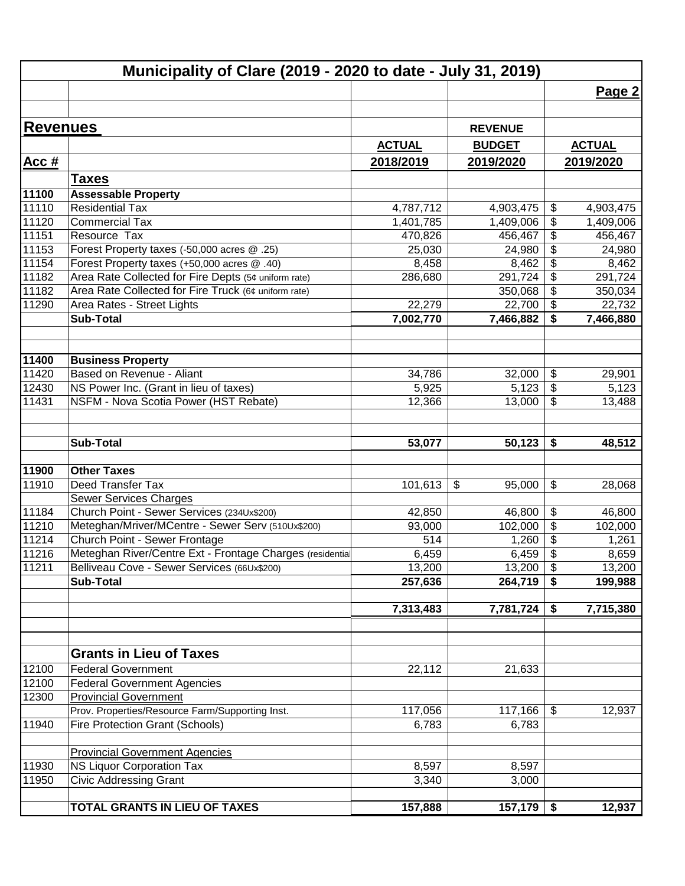# Municipality of Clare (2019 - 2020 to date - July 31, 2019)

Page 2

| Acc # | Revenues | ACTUAL 2018/2019 | REVENUE BUDGET 2019/2020 | ACTUAL 2019/2020 |
|---|---|---|---|---|
| | **Taxes** | | | |
| **11100** | **Assessable Property** | | | |
| 11110 | Residential Tax | 4,787,712 | 4,903,475 | $ 4,903,475 |
| 11120 | Commercial Tax | 1,401,785 | 1,409,006 | $ 1,409,006 |
| 11151 | Resource Tax | 470,826 | 456,467 | $ 456,467 |
| 11153 | Forest Property taxes (-50,000 acres @ .25) | 25,030 | 24,980 | $ 24,980 |
| 11154 | Forest Property taxes (+50,000 acres @ .40) | 8,458 | 8,462 | $ 8,462 |
| 11182 | Area Rate Collected for Fire Depts (5¢ uniform rate) | 286,680 | 291,724 | $ 291,724 |
| 11182 | Area Rate Collected for Fire Truck (6¢ uniform rate) | | 350,068 | $ 350,034 |
| 11290 | Area Rates - Street Lights | 22,279 | 22,700 | $ 22,732 |
| | **Sub-Total** | **7,002,770** | **7,466,882** | **$ 7,466,880** |
| | | | | |
| **11400** | **Business Property** | | | |
| 11420 | Based on Revenue - Aliant | 34,786 | 32,000 | $ 29,901 |
| 12430 | NS Power Inc. (Grant in lieu of taxes) | 5,925 | 5,123 | $ 5,123 |
| 11431 | NSFM - Nova Scotia Power (HST Rebate) | 12,366 | 13,000 | $ 13,488 |
| | **Sub-Total** | **53,077** | **50,123** | **$ 48,512** |
| | | | | |
| **11900** | **Other Taxes** | | | |
| 11910 | Deed Transfer Tax | 101,613 | $ 95,000 | $ 28,068 |
| | Sewer Services Charges | | | |
| 11184 | Church Point - Sewer Services (234Ux$200) | 42,850 | 46,800 | $ 46,800 |
| 11210 | Meteghan/Mriver/MCentre - Sewer Serv (510Ux$200) | 93,000 | 102,000 | $ 102,000 |
| 11214 | Church Point - Sewer Frontage | 514 | 1,260 | $ 1,261 |
| 11216 | Meteghan River/Centre Ext - Frontage Charges (residential | 6,459 | 6,459 | $ 8,659 |
| 11211 | Belliveau Cove - Sewer Services (66Ux$200) | 13,200 | 13,200 | $ 13,200 |
| | **Sub-Total** | **257,636** | **264,719** | **$ 199,988** |
| | | | | |
| | | **7,313,483** | **7,781,724** | **$ 7,715,380** |
| | | | | |
| | **Grants in Lieu of Taxes** | | | |
| 12100 | Federal Government | 22,112 | 21,633 | |
| 12100 | Federal Government Agencies | | | |
| 12300 | Provincial Government | | | |
| | Prov. Properties/Resource Farm/Supporting Inst. | 117,056 | 117,166 | $ 12,937 |
| 11940 | Fire Protection Grant (Schools) | 6,783 | 6,783 | |
| | | | | |
| | Provincial Government Agencies | | | |
| 11930 | NS Liquor Corporation Tax | 8,597 | 8,597 | |
| 11950 | Civic Addressing Grant | 3,340 | 3,000 | |
| | | | | |
| | **TOTAL GRANTS IN LIEU OF TAXES** | **157,888** | **157,179** | **$ 12,937** |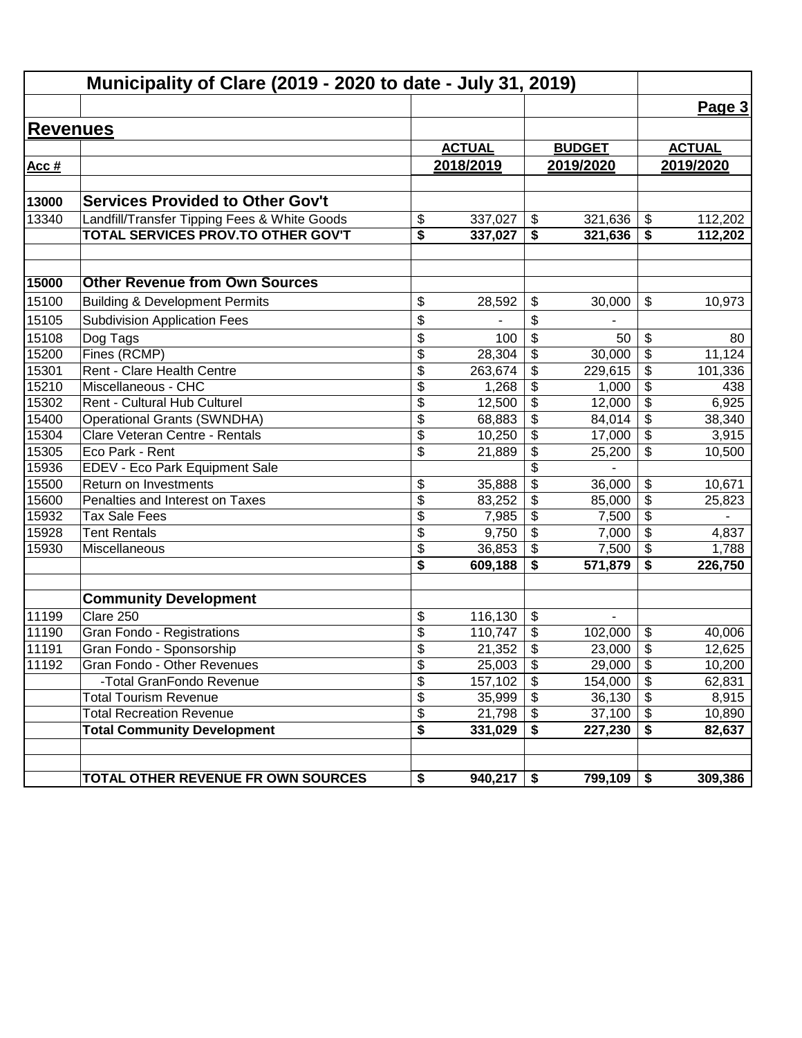# Municipality of Clare (2019 - 2020 to date - July 31, 2019)

**Page 3**

## Revenues

| Acc # | | ACTUAL 2018/2019 | BUDGET 2019/2020 | ACTUAL 2019/2020 |
|---|---|---|---|---|
| **13000** | **Services Provided to Other Gov't** | | | |
| 13340 | Landfill/Transfer Tipping Fees & White Goods | $ 337,027 | $ 321,636 | $ 112,202 |
| | **TOTAL SERVICES PROV.TO OTHER GOV'T** | **$ 337,027** | **$ 321,636** | **$ 112,202** |
| | | | | |
| **15000** | **Other Revenue from Own Sources** | | | |
| 15100 | Building & Development Permits | $ 28,592 | $ 30,000 | $ 10,973 |
| 15105 | Subdivision Application Fees | $ - | $ - | |
| 15108 | Dog Tags | $ 100 | $ 50 | $ 80 |
| 15200 | Fines (RCMP) | $ 28,304 | $ 30,000 | $ 11,124 |
| 15301 | Rent - Clare Health Centre | $ 263,674 | $ 229,615 | $ 101,336 |
| 15210 | Miscellaneous - CHC | $ 1,268 | $ 1,000 | $ 438 |
| 15302 | Rent - Cultural Hub Culturel | $ 12,500 | $ 12,000 | $ 6,925 |
| 15400 | Operational Grants (SWNDHA) | $ 68,883 | $ 84,014 | $ 38,340 |
| 15304 | Clare Veteran Centre - Rentals | $ 10,250 | $ 17,000 | $ 3,915 |
| 15305 | Eco Park - Rent | $ 21,889 | $ 25,200 | $ 10,500 |
| 15936 | EDEV - Eco Park Equipment Sale | | $ - | |
| 15500 | Return on Investments | $ 35,888 | $ 36,000 | $ 10,671 |
| 15600 | Penalties and Interest on Taxes | $ 83,252 | $ 85,000 | $ 25,823 |
| 15932 | Tax Sale Fees | $ 7,985 | $ 7,500 | $ - |
| 15928 | Tent Rentals | $ 9,750 | $ 7,000 | $ 4,837 |
| 15930 | Miscellaneous | $ 36,853 | $ 7,500 | $ 1,788 |
| | | **$ 609,188** | **$ 571,879** | **$ 226,750** |
| | | | | |
| | **Community Development** | | | |
| 11199 | Clare 250 | $ 116,130 | $ - | |
| 11190 | Gran Fondo - Registrations | $ 110,747 | $ 102,000 | $ 40,006 |
| 11191 | Gran Fondo - Sponsorship | $ 21,352 | $ 23,000 | $ 12,625 |
| 11192 | Gran Fondo - Other Revenues | $ 25,003 | $ 29,000 | $ 10,200 |
| | -Total GranFondo Revenue | $ 157,102 | $ 154,000 | $ 62,831 |
| | Total Tourism Revenue | $ 35,999 | $ 36,130 | $ 8,915 |
| | Total Recreation Revenue | $ 21,798 | $ 37,100 | $ 10,890 |
| | **Total Community Development** | **$ 331,029** | **$ 227,230** | **$ 82,637** |
| | | | | |
| | **TOTAL OTHER REVENUE FR OWN SOURCES** | **$ 940,217** | **$ 799,109** | **$ 309,386** |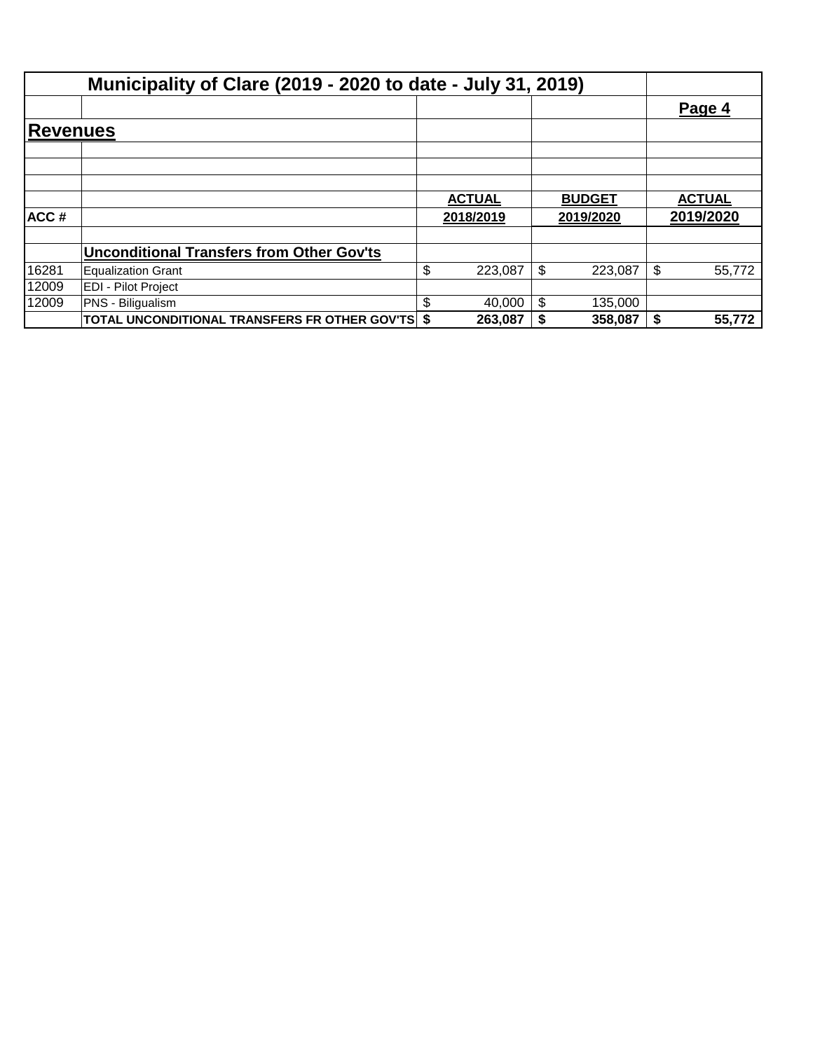## Municipality of Clare (2019 - 2020 to date - July 31, 2019)

**Page 4**

### Revenues

| ACC # | | ACTUAL 2018/2019 | BUDGET 2019/2020 | ACTUAL 2019/2020 |
|---|---|---|---|---|
| | **Unconditional Transfers from Other Gov'ts** | | | |
| 16281 | Equalization Grant | $ 223,087 | $ 223,087 | $ 55,772 |
| 12009 | EDI - Pilot Project | | | |
| 12009 | PNS - Biligualism | $ 40,000 | $ 135,000 | |
| | **TOTAL UNCONDITIONAL TRANSFERS FR OTHER GOV'TS** | **$ 263,087** | **$ 358,087** | **$ 55,772** |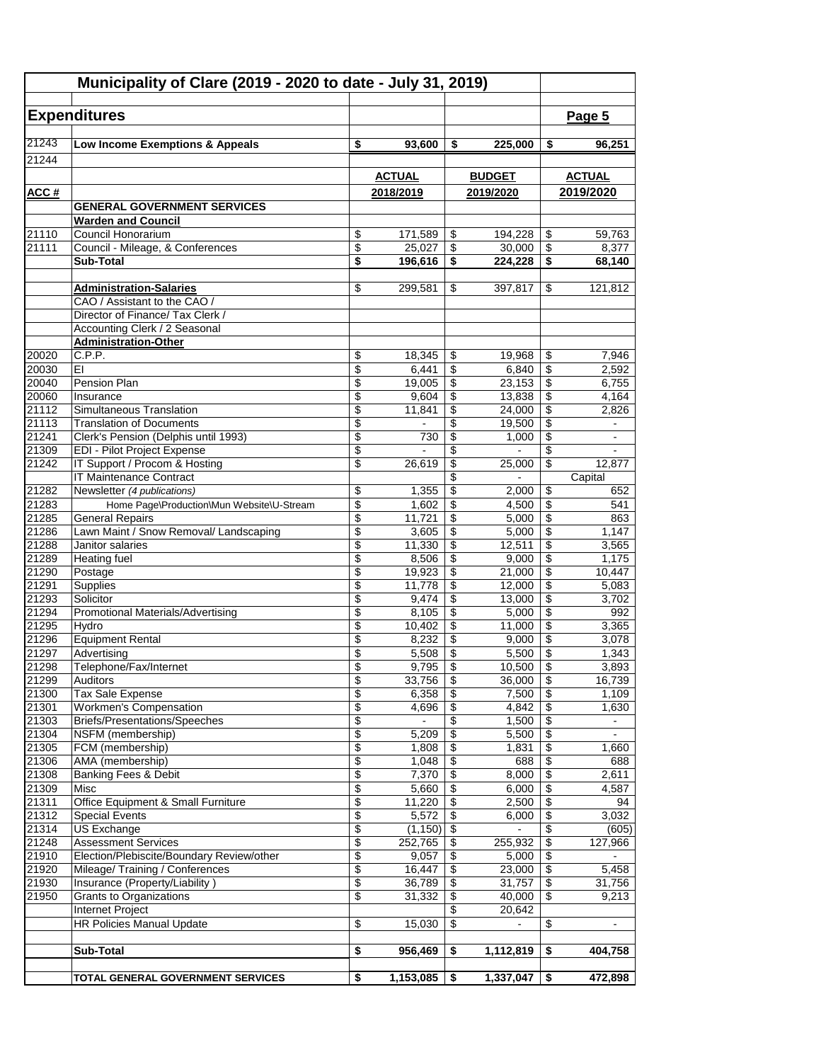# Municipality of Clare (2019 - 2020 to date - July 31, 2019)

## Expenditures

**Page 5**

| ACC # | | ACTUAL 2018/2019 | BUDGET 2019/2020 | ACTUAL 2019/2020 |
|---|---|---|---|---|
| 21243 | **Low Income Exemptions & Appeals** | **$ 93,600** | **$ 225,000** | **$ 96,251** |
| 21244 | | | | |
| | **GENERAL GOVERNMENT SERVICES** | | | |
| | **Warden and Council** | | | |
| 21110 | Council Honorarium | $ 171,589 | $ 194,228 | $ 59,763 |
| 21111 | Council - Mileage, & Conferences | $ 25,027 | $ 30,000 | $ 8,377 |
| | **Sub-Total** | **$ 196,616** | **$ 224,228** | **$ 68,140** |
| | | | | |
| | **Administration-Salaries** | $ 299,581 | $ 397,817 | $ 121,812 |
| | CAO / Assistant to the CAO / | | | |
| | Director of Finance/ Tax Clerk / | | | |
| | Accounting Clerk / 2 Seasonal | | | |
| | **Administration-Other** | | | |
| 20020 | C.P.P. | $ 18,345 | $ 19,968 | $ 7,946 |
| 20030 | EI | $ 6,441 | $ 6,840 | $ 2,592 |
| 20040 | Pension Plan | $ 19,005 | $ 23,153 | $ 6,755 |
| 20060 | Insurance | $ 9,604 | $ 13,838 | $ 4,164 |
| 21112 | Simultaneous Translation | $ 11,841 | $ 24,000 | $ 2,826 |
| 21113 | Translation of Documents | $ - | $ 19,500 | $ - |
| 21241 | Clerk's Pension (Delphis until 1993) | $ 730 | $ 1,000 | $ - |
| 21309 | EDI - Pilot Project Expense | $ - | $ - | $ - |
| 21242 | IT Support / Procom & Hosting | $ 26,619 | $ 25,000 | $ 12,877 |
| | IT Maintenance Contract | | $ - | Capital |
| 21282 | Newsletter *(4 publications)* | $ 1,355 | $ 2,000 | $ 652 |
| 21283 | Home Page\Production\Mun Website\U-Stream | $ 1,602 | $ 4,500 | $ 541 |
| 21285 | General Repairs | $ 11,721 | $ 5,000 | $ 863 |
| 21286 | Lawn Maint / Snow Removal/ Landscaping | $ 3,605 | $ 5,000 | $ 1,147 |
| 21288 | Janitor salaries | $ 11,330 | $ 12,511 | $ 3,565 |
| 21289 | Heating fuel | $ 8,506 | $ 9,000 | $ 1,175 |
| 21290 | Postage | $ 19,923 | $ 21,000 | $ 10,447 |
| 21291 | Supplies | $ 11,778 | $ 12,000 | $ 5,083 |
| 21293 | Solicitor | $ 9,474 | $ 13,000 | $ 3,702 |
| 21294 | Promotional Materials/Advertising | $ 8,105 | $ 5,000 | $ 992 |
| 21295 | Hydro | $ 10,402 | $ 11,000 | $ 3,365 |
| 21296 | Equipment Rental | $ 8,232 | $ 9,000 | $ 3,078 |
| 21297 | Advertising | $ 5,508 | $ 5,500 | $ 1,343 |
| 21298 | Telephone/Fax/Internet | $ 9,795 | $ 10,500 | $ 3,893 |
| 21299 | Auditors | $ 33,756 | $ 36,000 | $ 16,739 |
| 21300 | Tax Sale Expense | $ 6,358 | $ 7,500 | $ 1,109 |
| 21301 | Workmen's Compensation | $ 4,696 | $ 4,842 | $ 1,630 |
| 21303 | Briefs/Presentations/Speeches | $ - | $ 1,500 | $ - |
| 21304 | NSFM (membership) | $ 5,209 | $ 5,500 | $ - |
| 21305 | FCM (membership) | $ 1,808 | $ 1,831 | $ 1,660 |
| 21306 | AMA (membership) | $ 1,048 | $ 688 | $ 688 |
| 21308 | Banking Fees & Debit | $ 7,370 | $ 8,000 | $ 2,611 |
| 21309 | Misc | $ 5,660 | $ 6,000 | $ 4,587 |
| 21311 | Office Equipment & Small Furniture | $ 11,220 | $ 2,500 | $ 94 |
| 21312 | Special Events | $ 5,572 | $ 6,000 | $ 3,032 |
| 21314 | US Exchange | $ (1,150) | $ - | $ (605) |
| 21248 | Assessment Services | $ 252,765 | $ 255,932 | $ 127,966 |
| 21910 | Election/Plebiscite/Boundary Review/other | $ 9,057 | $ 5,000 | $ - |
| 21920 | Mileage/ Training / Conferences | $ 16,447 | $ 23,000 | $ 5,458 |
| 21930 | Insurance (Property/Liability ) | $ 36,789 | $ 31,757 | $ 31,756 |
| 21950 | Grants to Organizations | $ 31,332 | $ 40,000 | $ 9,213 |
| | Internet Project | | $ 20,642 | |
| | HR Policies Manual Update | $ 15,030 | $ - | $ - |
| | | | | |
| | **Sub-Total** | **$ 956,469** | **$ 1,112,819** | **$ 404,758** |
| | | | | |
| | **TOTAL GENERAL GOVERNMENT SERVICES** | **$ 1,153,085** | **$ 1,337,047** | **$ 472,898** |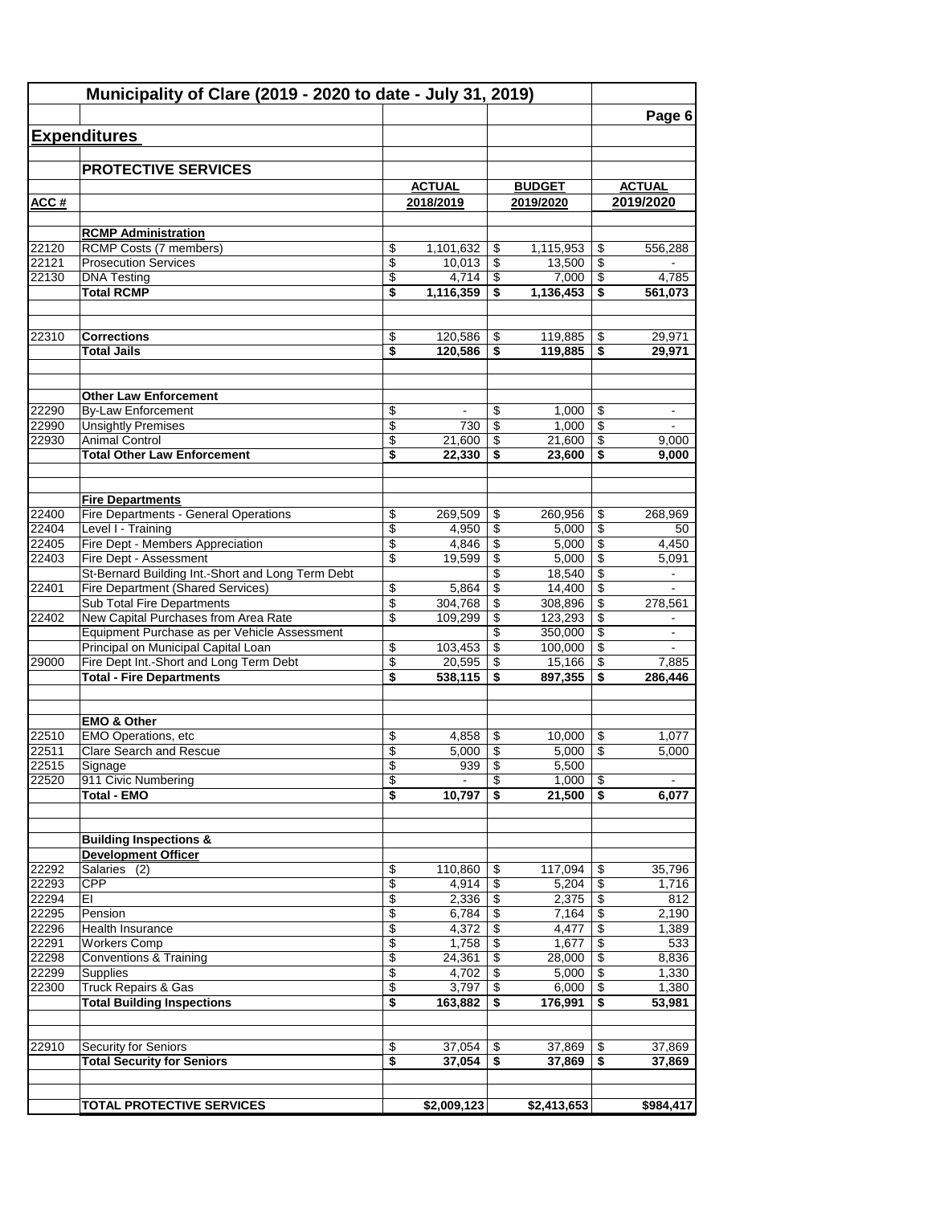# Municipality of Clare (2019 - 2020 to date - July 31, 2019)

## Expenditures

### PROTECTIVE SERVICES

| ACC # | | ACTUAL 2018/2019 | BUDGET 2019/2020 | ACTUAL 2019/2020 |
|---|---|---|---|---|
| | **RCMP Administration** | | | |
| 22120 | RCMP Costs (7 members) | $ 1,101,632 | $ 1,115,953 | $ 556,288 |
| 22121 | Prosecution Services | $ 10,013 | $ 13,500 | $ - |
| 22130 | DNA Testing | $ 4,714 | $ 7,000 | $ 4,785 |
| | **Total RCMP** | **$ 1,116,359** | **$ 1,136,453** | **$ 561,073** |
| | | | | |
| 22310 | **Corrections** | $ 120,586 | $ 119,885 | $ 29,971 |
| | **Total Jails** | **$ 120,586** | **$ 119,885** | **$ 29,971** |
| | | | | |
| | **Other Law Enforcement** | | | |
| 22290 | By-Law Enforcement | $ - | $ 1,000 | $ - |
| 22990 | Unsightly Premises | $ 730 | $ 1,000 | $ - |
| 22930 | Animal Control | $ 21,600 | $ 21,600 | $ 9,000 |
| | **Total Other Law Enforcement** | **$ 22,330** | **$ 23,600** | **$ 9,000** |
| | | | | |
| | **Fire Departments** | | | |
| 22400 | Fire Departments - General Operations | $ 269,509 | $ 260,956 | $ 268,969 |
| 22404 | Level I - Training | $ 4,950 | $ 5,000 | $ 50 |
| 22405 | Fire Dept - Members Appreciation | $ 4,846 | $ 5,000 | $ 4,450 |
| 22403 | Fire Dept - Assessment | $ 19,599 | $ 5,000 | $ 5,091 |
| | St-Bernard Building Int.-Short and Long Term Debt | | $ 18,540 | $ - |
| 22401 | Fire Department (Shared Services) | $ 5,864 | $ 14,400 | $ - |
| | Sub Total Fire Departments | $ 304,768 | $ 308,896 | $ 278,561 |
| 22402 | New Capital Purchases from Area Rate | $ 109,299 | $ 123,293 | $ - |
| | Equipment Purchase as per Vehicle Assessment | | $ 350,000 | $ - |
| | Principal on Municipal Capital Loan | $ 103,453 | $ 100,000 | $ - |
| 29000 | Fire Dept Int.-Short and Long Term Debt | $ 20,595 | $ 15,166 | $ 7,885 |
| | **Total - Fire Departments** | **$ 538,115** | **$ 897,355** | **$ 286,446** |
| | | | | |
| | **EMO & Other** | | | |
| 22510 | EMO Operations, etc | $ 4,858 | $ 10,000 | $ 1,077 |
| 22511 | Clare Search and Rescue | $ 5,000 | $ 5,000 | $ 5,000 |
| 22515 | Signage | $ 939 | $ 5,500 | |
| 22520 | 911 Civic Numbering | $ - | $ 1,000 | $ - |
| | **Total - EMO** | **$ 10,797** | **$ 21,500** | **$ 6,077** |
| | | | | |
| | **Building Inspections & Development Officer** | | | |
| 22292 | Salaries (2) | $ 110,860 | $ 117,094 | $ 35,796 |
| 22293 | CPP | $ 4,914 | $ 5,204 | $ 1,716 |
| 22294 | EI | $ 2,336 | $ 2,375 | $ 812 |
| 22295 | Pension | $ 6,784 | $ 7,164 | $ 2,190 |
| 22296 | Health Insurance | $ 4,372 | $ 4,477 | $ 1,389 |
| 22291 | Workers Comp | $ 1,758 | $ 1,677 | $ 533 |
| 22298 | Conventions & Training | $ 24,361 | $ 28,000 | $ 8,836 |
| 22299 | Supplies | $ 4,702 | $ 5,000 | $ 1,330 |
| 22300 | Truck Repairs & Gas | $ 3,797 | $ 6,000 | $ 1,380 |
| | **Total Building Inspections** | **$ 163,882** | **$ 176,991** | **$ 53,981** |
| | | | | |
| 22910 | Security for Seniors | $ 37,054 | $ 37,869 | $ 37,869 |
| | **Total Security for Seniors** | **$ 37,054** | **$ 37,869** | **$ 37,869** |
| | | | | |
| | **TOTAL PROTECTIVE SERVICES** | **$2,009,123** | **$2,413,653** | **$984,417** |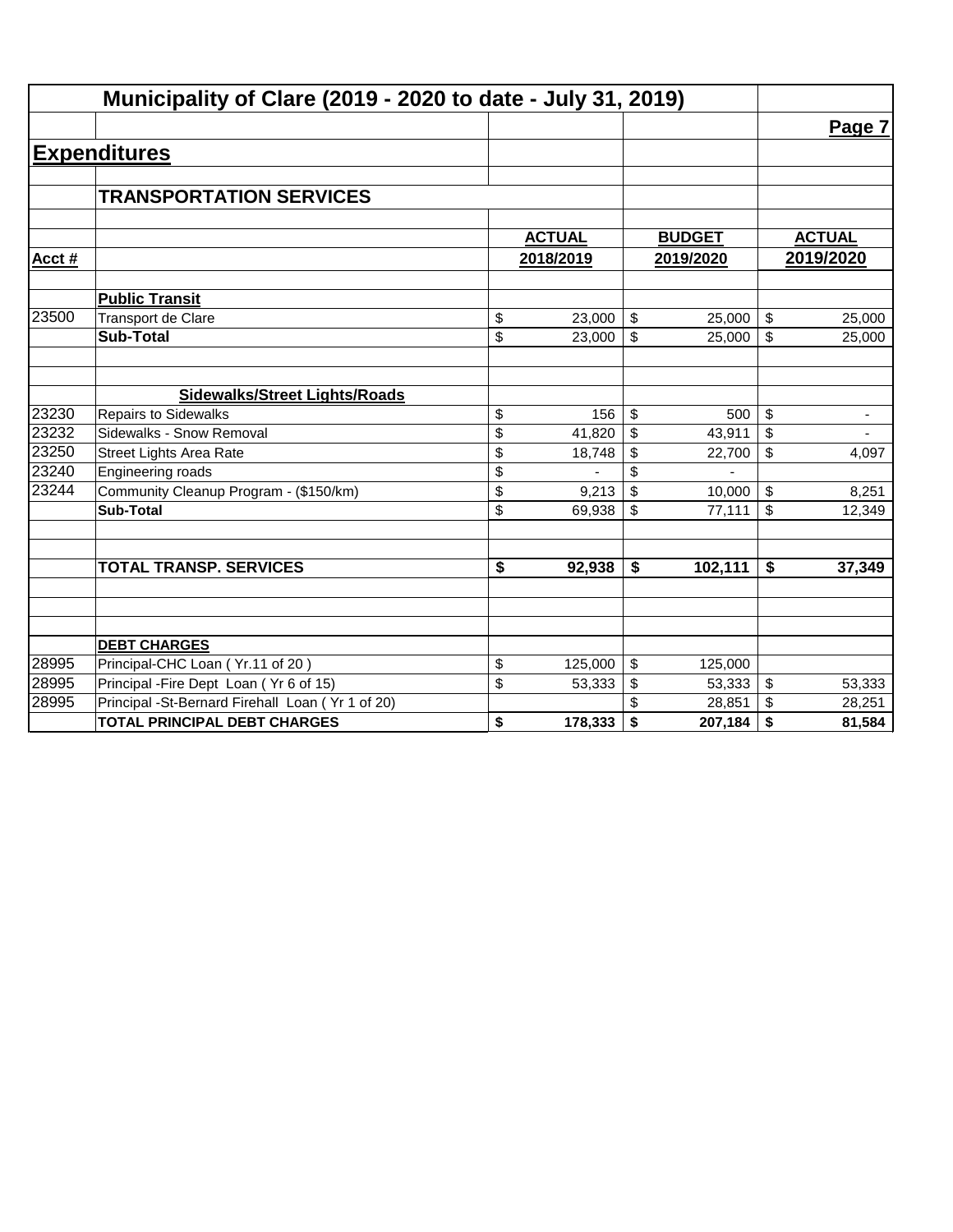# Municipality of Clare (2019 - 2020 to date - July 31, 2019)

## Expenditures

### TRANSPORTATION SERVICES

| Acct # | | ACTUAL 2018/2019 | BUDGET 2019/2020 | ACTUAL 2019/2020 |
|---|---|---|---|---|
| | **Public Transit** | | | |
| 23500 | Transport de Clare | $ 23,000 | $ 25,000 | $ 25,000 |
| | **Sub-Total** | $ 23,000 | $ 25,000 | $ 25,000 |
| | | | | |
| | **Sidewalks/Street Lights/Roads** | | | |
| 23230 | Repairs to Sidewalks | $ 156 | $ 500 | $ - |
| 23232 | Sidewalks - Snow Removal | $ 41,820 | $ 43,911 | $ - |
| 23250 | Street Lights Area Rate | $ 18,748 | $ 22,700 | $ 4,097 |
| 23240 | Engineering roads | $ - | $ - | |
| 23244 | Community Cleanup Program - ($150/km) | $ 9,213 | $ 10,000 | $ 8,251 |
| | **Sub-Total** | $ 69,938 | $ 77,111 | $ 12,349 |
| | | | | |
| | **TOTAL TRANSP. SERVICES** | **$ 92,938** | **$ 102,111** | **$ 37,349** |
| | | | | |
| | **DEBT CHARGES** | | | |
| 28995 | Principal-CHC Loan ( Yr.11 of 20 ) | $ 125,000 | $ 125,000 | |
| 28995 | Principal -Fire Dept Loan ( Yr 6 of 15) | $ 53,333 | $ 53,333 | $ 53,333 |
| 28995 | Principal -St-Bernard Firehall Loan ( Yr 1 of 20) | | $ 28,851 | $ 28,251 |
| | **TOTAL PRINCIPAL DEBT CHARGES** | **$ 178,333** | **$ 207,184** | **$ 81,584** |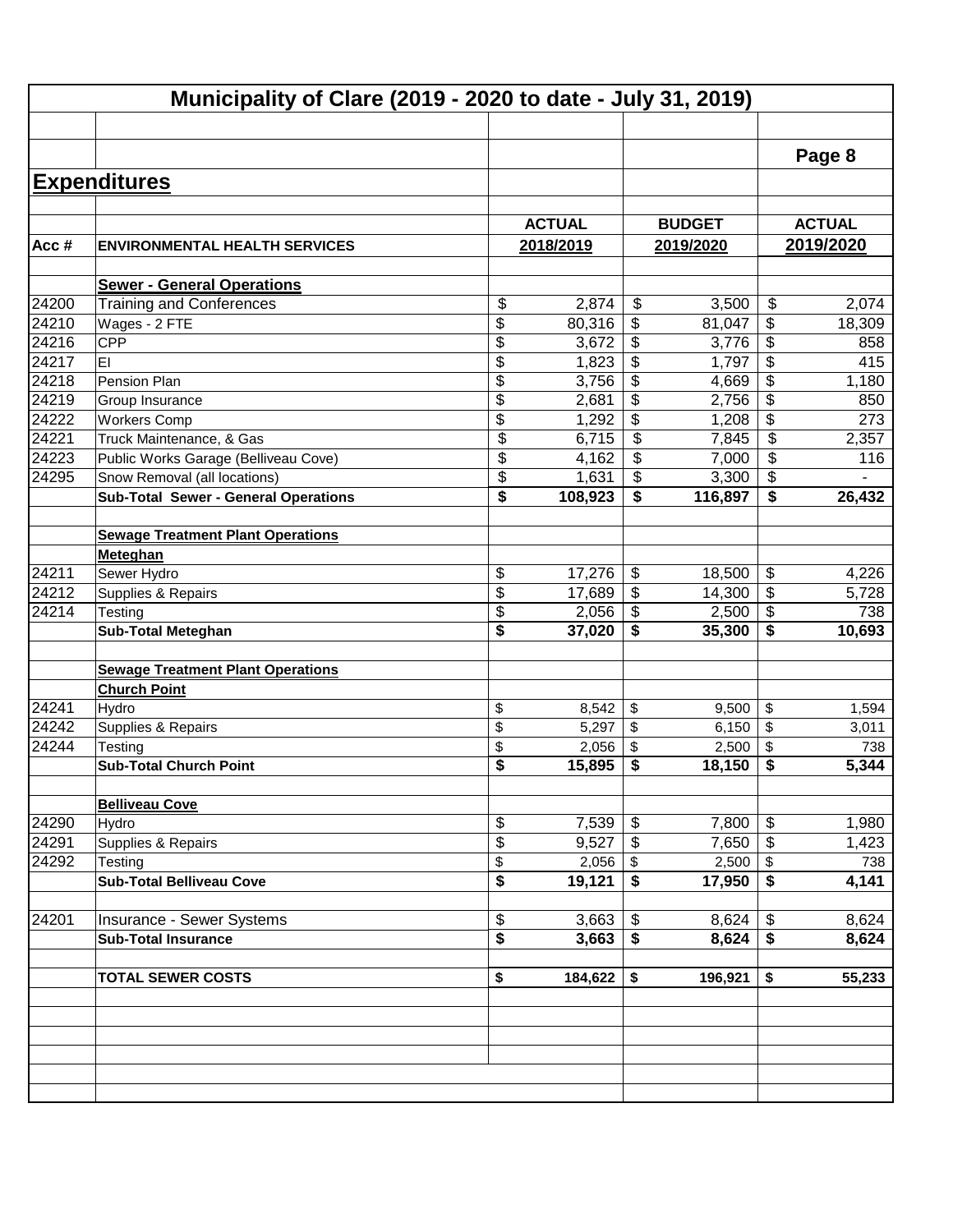# Municipality of Clare (2019 - 2020 to date - July 31, 2019)

## Expenditures

| Acc # | ENVIRONMENTAL HEALTH SERVICES | ACTUAL 2018/2019 | BUDGET 2019/2020 | ACTUAL 2019/2020 |
|---|---|---|---|---|
| | **Sewer - General Operations** | | | |
| 24200 | Training and Conferences | $ 2,874 | $ 3,500 | $ 2,074 |
| 24210 | Wages - 2 FTE | $ 80,316 | $ 81,047 | $ 18,309 |
| 24216 | CPP | $ 3,672 | $ 3,776 | $ 858 |
| 24217 | EI | $ 1,823 | $ 1,797 | $ 415 |
| 24218 | Pension Plan | $ 3,756 | $ 4,669 | $ 1,180 |
| 24219 | Group Insurance | $ 2,681 | $ 2,756 | $ 850 |
| 24222 | Workers Comp | $ 1,292 | $ 1,208 | $ 273 |
| 24221 | Truck Maintenance, & Gas | $ 6,715 | $ 7,845 | $ 2,357 |
| 24223 | Public Works Garage (Belliveau Cove) | $ 4,162 | $ 7,000 | $ 116 |
| 24295 | Snow Removal (all locations) | $ 1,631 | $ 3,300 | $ - |
| | **Sub-Total Sewer - General Operations** | **$ 108,923** | **$ 116,897** | **$ 26,432** |
| | **Sewage Treatment Plant Operations** | | | |
| | **Meteghan** | | | |
| 24211 | Sewer Hydro | $ 17,276 | $ 18,500 | $ 4,226 |
| 24212 | Supplies & Repairs | $ 17,689 | $ 14,300 | $ 5,728 |
| 24214 | Testing | $ 2,056 | $ 2,500 | $ 738 |
| | **Sub-Total Meteghan** | **$ 37,020** | **$ 35,300** | **$ 10,693** |
| | **Sewage Treatment Plant Operations** | | | |
| | **Church Point** | | | |
| 24241 | Hydro | $ 8,542 | $ 9,500 | $ 1,594 |
| 24242 | Supplies & Repairs | $ 5,297 | $ 6,150 | $ 3,011 |
| 24244 | Testing | $ 2,056 | $ 2,500 | $ 738 |
| | **Sub-Total Church Point** | **$ 15,895** | **$ 18,150** | **$ 5,344** |
| | **Belliveau Cove** | | | |
| 24290 | Hydro | $ 7,539 | $ 7,800 | $ 1,980 |
| 24291 | Supplies & Repairs | $ 9,527 | $ 7,650 | $ 1,423 |
| 24292 | Testing | $ 2,056 | $ 2,500 | $ 738 |
| | **Sub-Total Belliveau Cove** | **$ 19,121** | **$ 17,950** | **$ 4,141** |
| 24201 | Insurance - Sewer Systems | $ 3,663 | $ 8,624 | $ 8,624 |
| | **Sub-Total Insurance** | **$ 3,663** | **$ 8,624** | **$ 8,624** |
| | **TOTAL SEWER COSTS** | **$ 184,622** | **$ 196,921** | **$ 55,233** |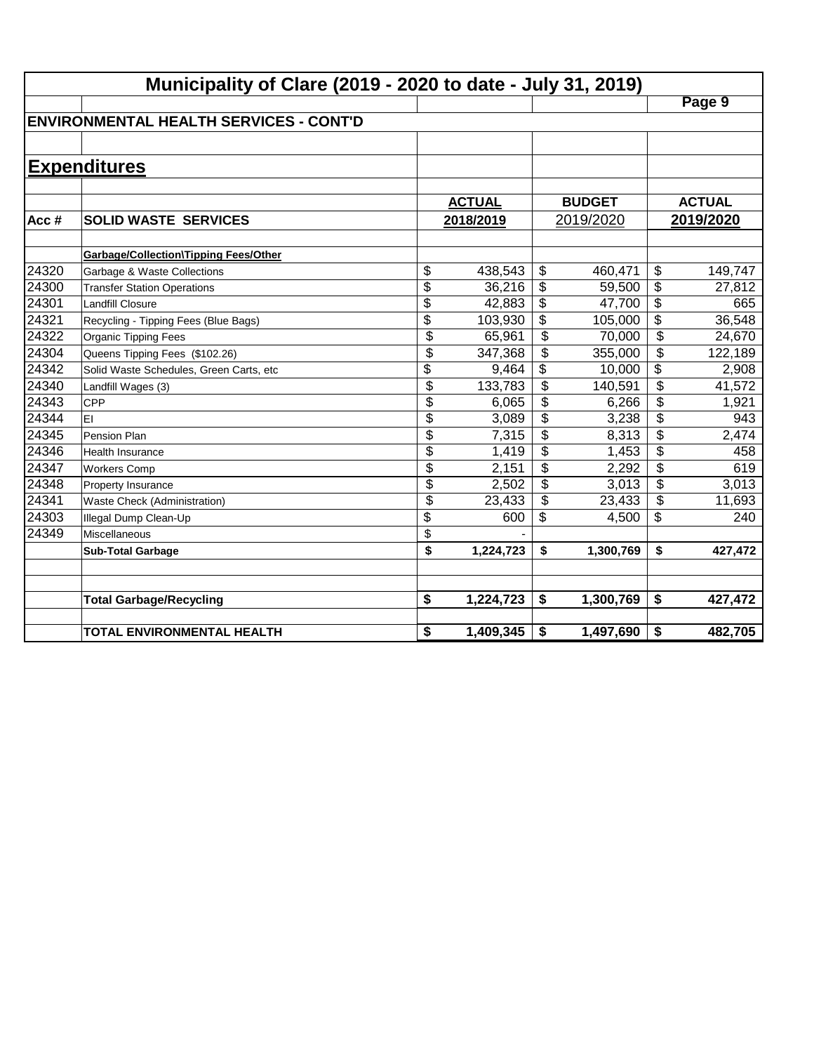# Municipality of Clare (2019 - 2020 to date - July 31, 2019)

## ENVIRONMENTAL HEALTH SERVICES - CONT'D

## Expenditures

| Acc # | SOLID WASTE SERVICES | ACTUAL 2018/2019 | BUDGET 2019/2020 | ACTUAL 2019/2020 |
|---|---|---|---|---|
| | **Garbage/Collection\Tipping Fees/Other** | | | |
| 24320 | Garbage & Waste Collections | $ 438,543 | $ 460,471 | $ 149,747 |
| 24300 | Transfer Station Operations | $ 36,216 | $ 59,500 | $ 27,812 |
| 24301 | Landfill Closure | $ 42,883 | $ 47,700 | $ 665 |
| 24321 | Recycling - Tipping Fees (Blue Bags) | $ 103,930 | $ 105,000 | $ 36,548 |
| 24322 | Organic Tipping Fees | $ 65,961 | $ 70,000 | $ 24,670 |
| 24304 | Queens Tipping Fees ($102.26) | $ 347,368 | $ 355,000 | $ 122,189 |
| 24342 | Solid Waste Schedules, Green Carts, etc | $ 9,464 | $ 10,000 | $ 2,908 |
| 24340 | Landfill Wages (3) | $ 133,783 | $ 140,591 | $ 41,572 |
| 24343 | CPP | $ 6,065 | $ 6,266 | $ 1,921 |
| 24344 | EI | $ 3,089 | $ 3,238 | $ 943 |
| 24345 | Pension Plan | $ 7,315 | $ 8,313 | $ 2,474 |
| 24346 | Health Insurance | $ 1,419 | $ 1,453 | $ 458 |
| 24347 | Workers Comp | $ 2,151 | $ 2,292 | $ 619 |
| 24348 | Property Insurance | $ 2,502 | $ 3,013 | $ 3,013 |
| 24341 | Waste Check (Administration) | $ 23,433 | $ 23,433 | $ 11,693 |
| 24303 | Illegal Dump Clean-Up | $ 600 | $ 4,500 | $ 240 |
| 24349 | Miscellaneous | $ - | | |
| | **Sub-Total Garbage** | **$ 1,224,723** | **$ 1,300,769** | **$ 427,472** |
| | | | | |
| | **Total Garbage/Recycling** | **$ 1,224,723** | **$ 1,300,769** | **$ 427,472** |
| | | | | |
| | **TOTAL ENVIRONMENTAL HEALTH** | **$ 1,409,345** | **$ 1,497,690** | **$ 482,705** |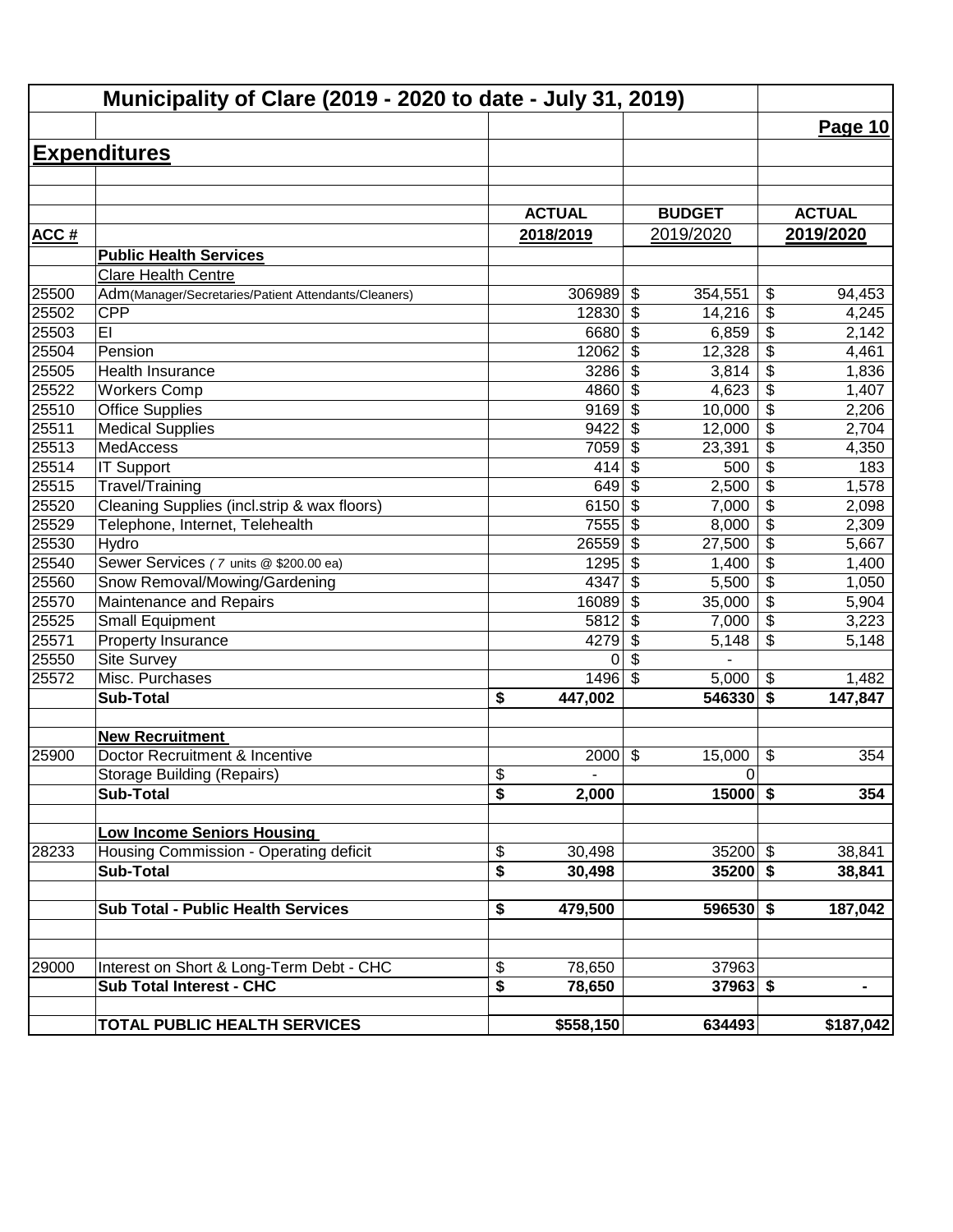# Municipality of Clare (2019 - 2020 to date - July 31, 2019)

## Expenditures

| ACC # | | ACTUAL 2018/2019 | BUDGET 2019/2020 | ACTUAL 2019/2020 |
|---|---|---|---|---|
| | **Public Health Services** | | | |
| | Clare Health Centre | | | |
| 25500 | Adm(Manager/Secretaries/Patient Attendants/Cleaners) | 306989 | $ 354,551 | $ 94,453 |
| 25502 | CPP | 12830 | $ 14,216 | $ 4,245 |
| 25503 | EI | 6680 | $ 6,859 | $ 2,142 |
| 25504 | Pension | 12062 | $ 12,328 | $ 4,461 |
| 25505 | Health Insurance | 3286 | $ 3,814 | $ 1,836 |
| 25522 | Workers Comp | 4860 | $ 4,623 | $ 1,407 |
| 25510 | Office Supplies | 9169 | $ 10,000 | $ 2,206 |
| 25511 | Medical Supplies | 9422 | $ 12,000 | $ 2,704 |
| 25513 | MedAccess | 7059 | $ 23,391 | $ 4,350 |
| 25514 | IT Support | 414 | $ 500 | $ 183 |
| 25515 | Travel/Training | 649 | $ 2,500 | $ 1,578 |
| 25520 | Cleaning Supplies (incl.strip & wax floors) | 6150 | $ 7,000 | $ 2,098 |
| 25529 | Telephone, Internet, Telehealth | 7555 | $ 8,000 | $ 2,309 |
| 25530 | Hydro | 26559 | $ 27,500 | $ 5,667 |
| 25540 | Sewer Services ( 7 units @ $200.00 ea) | 1295 | $ 1,400 | $ 1,400 |
| 25560 | Snow Removal/Mowing/Gardening | 4347 | $ 5,500 | $ 1,050 |
| 25570 | Maintenance and Repairs | 16089 | $ 35,000 | $ 5,904 |
| 25525 | Small Equipment | 5812 | $ 7,000 | $ 3,223 |
| 25571 | Property Insurance | 4279 | $ 5,148 | $ 5,148 |
| 25550 | Site Survey | 0 | $ - | |
| 25572 | Misc. Purchases | 1496 | $ 5,000 | $ 1,482 |
| | **Sub-Total** | **$ 447,002** | **546330** | **$ 147,847** |
| | | | | |
| | **New Recruitment** | | | |
| 25900 | Doctor Recruitment & Incentive | 2000 | $ 15,000 | $ 354 |
| | Storage Building (Repairs) | $ - | 0 | |
| | **Sub-Total** | **$ 2,000** | **15000** | **$ 354** |
| | | | | |
| | **Low Income Seniors Housing** | | | |
| 28233 | Housing Commission - Operating deficit | $ 30,498 | 35200 | $ 38,841 |
| | **Sub-Total** | **$ 30,498** | **35200** | **$ 38,841** |
| | | | | |
| | **Sub Total - Public Health Services** | **$ 479,500** | **596530** | **$ 187,042** |
| | | | | |
| 29000 | Interest on Short & Long-Term Debt - CHC | $ 78,650 | 37963 | |
| | **Sub Total Interest - CHC** | **$ 78,650** | **37963** | **$ -** |
| | | | | |
| | **TOTAL PUBLIC HEALTH SERVICES** | **$558,150** | **634493** | **$187,042** |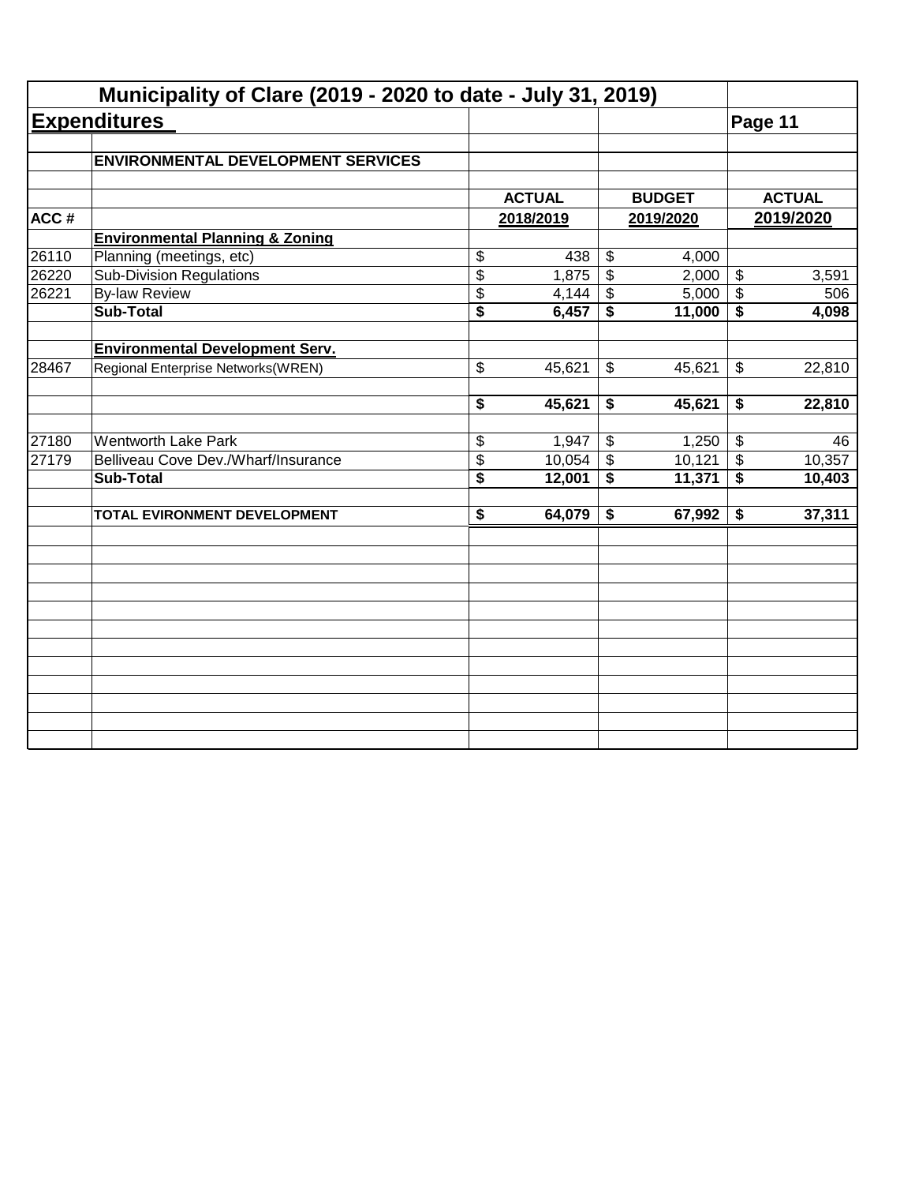# Municipality of Clare (2019 - 2020 to date - July 31, 2019)

## Expenditures

Page 11

| ACC # | ENVIRONMENTAL DEVELOPMENT SERVICES | ACTUAL 2018/2019 | BUDGET 2019/2020 | ACTUAL 2019/2020 |
|---|---|---|---|---|
| | **Environmental Planning & Zoning** | | | |
| 26110 | Planning (meetings, etc) | $ 438 | $ 4,000 | |
| 26220 | Sub-Division Regulations | $ 1,875 | $ 2,000 | $ 3,591 |
| 26221 | By-law Review | $ 4,144 | $ 5,000 | $ 506 |
| | **Sub-Total** | **$ 6,457** | **$ 11,000** | **$ 4,098** |
| | | | | |
| | **Environmental Development Serv.** | | | |
| 28467 | Regional Enterprise Networks(WREN) | $ 45,621 | $ 45,621 | $ 22,810 |
| | | | | |
| | | **$ 45,621** | **$ 45,621** | **$ 22,810** |
| | | | | |
| 27180 | Wentworth Lake Park | $ 1,947 | $ 1,250 | $ 46 |
| 27179 | Belliveau Cove Dev./Wharf/Insurance | $ 10,054 | $ 10,121 | $ 10,357 |
| | **Sub-Total** | **$ 12,001** | **$ 11,371** | **$ 10,403** |
| | | | | |
| | **TOTAL EVIRONMENT DEVELOPMENT** | **$ 64,079** | **$ 67,992** | **$ 37,311** |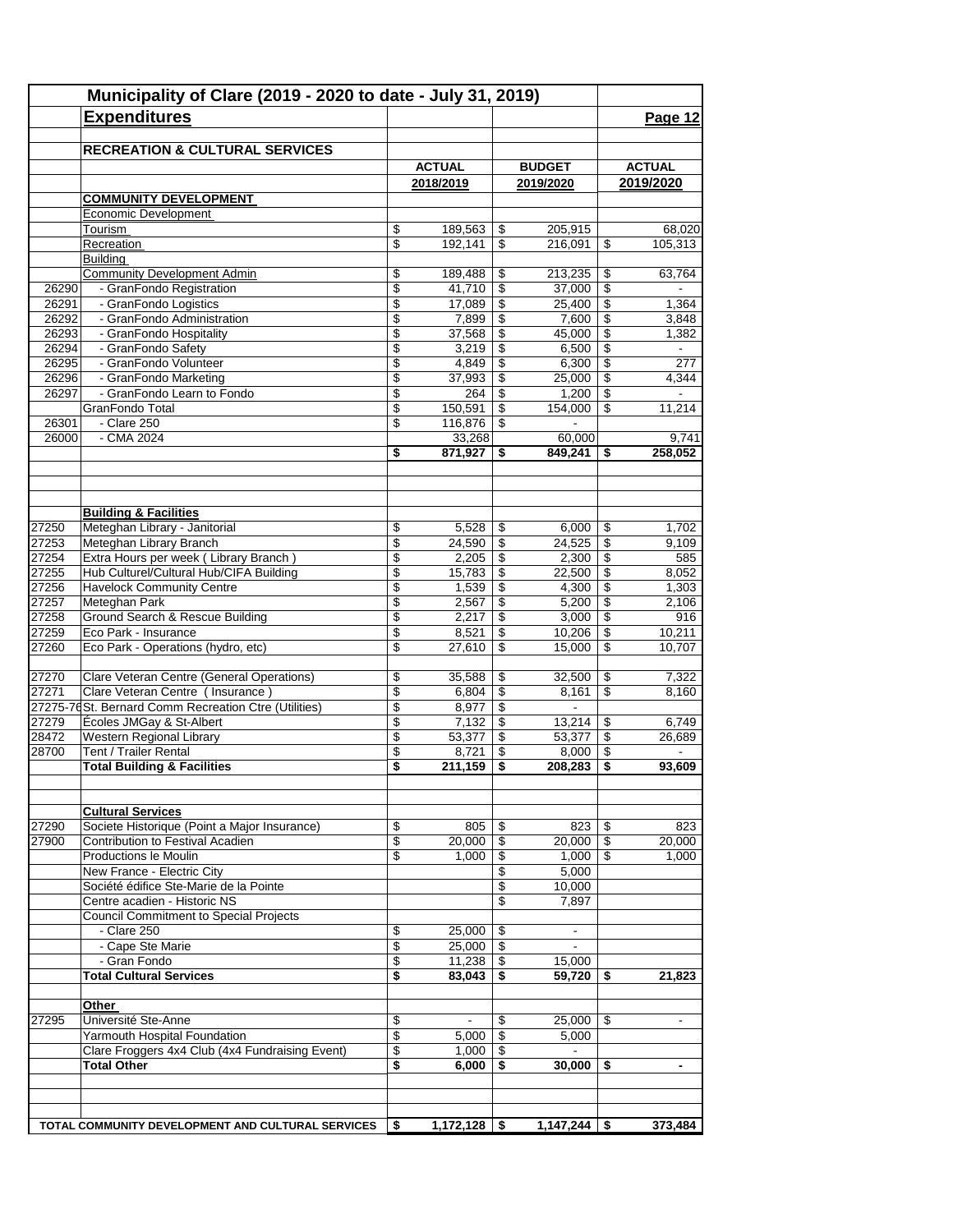# Municipality of Clare (2019 - 2020 to date - July 31, 2019)

## Expenditures

Page 12

### RECREATION & CULTURAL SERVICES

| Code | Item | ACTUAL 2018/2019 | BUDGET 2019/2020 | ACTUAL 2019/2020 |
|---|---|---|---|---|
| | **COMMUNITY DEVELOPMENT** | | | |
| | Economic Development | | | |
| | Tourism | $ 189,563 | $ 205,915 | 68,020 |
| | Recreation | $ 192,141 | $ 216,091 | $ 105,313 |
| | Building | | | |
| | Community Development Admin | $ 189,488 | $ 213,235 | $ 63,764 |
| 26290 | - GranFondo Registration | $ 41,710 | $ 37,000 | $ - |
| 26291 | - GranFondo Logistics | $ 17,089 | $ 25,400 | $ 1,364 |
| 26292 | - GranFondo Administration | $ 7,899 | $ 7,600 | $ 3,848 |
| 26293 | - GranFondo Hospitality | $ 37,568 | $ 45,000 | $ 1,382 |
| 26294 | - GranFondo Safety | $ 3,219 | $ 6,500 | $ - |
| 26295 | - GranFondo Volunteer | $ 4,849 | $ 6,300 | $ 277 |
| 26296 | - GranFondo Marketing | $ 37,993 | $ 25,000 | $ 4,344 |
| 26297 | - GranFondo Learn to Fondo | $ 264 | $ 1,200 | $ - |
| | GranFondo Total | $ 150,591 | $ 154,000 | $ 11,214 |
| 26301 | - Clare 250 | $ 116,876 | $ - | |
| 26000 | - CMA 2024 | 33,268 | 60,000 | 9,741 |
| | | **$ 871,927** | **$ 849,241** | **$ 258,052** |
| | | | | |
| | **Building & Facilities** | | | |
| 27250 | Meteghan Library - Janitorial | $ 5,528 | $ 6,000 | $ 1,702 |
| 27253 | Meteghan Library Branch | $ 24,590 | $ 24,525 | $ 9,109 |
| 27254 | Extra Hours per week ( Library Branch ) | $ 2,205 | $ 2,300 | $ 585 |
| 27255 | Hub Culturel/Cultural Hub/CIFA Building | $ 15,783 | $ 22,500 | $ 8,052 |
| 27256 | Havelock Community Centre | $ 1,539 | $ 4,300 | $ 1,303 |
| 27257 | Meteghan Park | $ 2,567 | $ 5,200 | $ 2,106 |
| 27258 | Ground Search & Rescue Building | $ 2,217 | $ 3,000 | $ 916 |
| 27259 | Eco Park - Insurance | $ 8,521 | $ 10,206 | $ 10,211 |
| 27260 | Eco Park - Operations (hydro, etc) | $ 27,610 | $ 15,000 | $ 10,707 |
| | | | | |
| 27270 | Clare Veteran Centre (General Operations) | $ 35,588 | $ 32,500 | $ 7,322 |
| 27271 | Clare Veteran Centre ( Insurance ) | $ 6,804 | $ 8,161 | $ 8,160 |
| 27275-76 | St. Bernard Comm Recreation Ctre (Utilities) | $ 8,977 | $ - | |
| 27279 | Écoles JMGay & St-Albert | $ 7,132 | $ 13,214 | $ 6,749 |
| 28472 | Western Regional Library | $ 53,377 | $ 53,377 | $ 26,689 |
| 28700 | Tent / Trailer Rental | $ 8,721 | $ 8,000 | $ - |
| | **Total Building & Facilities** | **$ 211,159** | **$ 208,283** | **$ 93,609** |
| | | | | |
| | **Cultural Services** | | | |
| 27290 | Societe Historique (Point a Major Insurance) | $ 805 | $ 823 | $ 823 |
| 27900 | Contribution to Festival Acadien | $ 20,000 | $ 20,000 | $ 20,000 |
| | Productions le Moulin | $ 1,000 | $ 1,000 | $ 1,000 |
| | New France - Electric City | | $ 5,000 | |
| | Société édifice Ste-Marie de la Pointe | | $ 10,000 | |
| | Centre acadien - Historic NS | | $ 7,897 | |
| | Council Commitment to Special Projects | | | |
| | - Clare 250 | $ 25,000 | $ - | |
| | - Cape Ste Marie | $ 25,000 | $ - | |
| | - Gran Fondo | $ 11,238 | $ 15,000 | |
| | **Total Cultural Services** | **$ 83,043** | **$ 59,720** | **$ 21,823** |
| | | | | |
| | **Other** | | | |
| 27295 | Université Ste-Anne | $ - | $ 25,000 | $ - |
| | Yarmouth Hospital Foundation | $ 5,000 | $ 5,000 | |
| | Clare Froggers 4x4 Club (4x4 Fundraising Event) | $ 1,000 | $ - | |
| | **Total Other** | **$ 6,000** | **$ 30,000** | **$ -** |
| | | | | |
| | **TOTAL COMMUNITY DEVELOPMENT AND CULTURAL SERVICES** | **$ 1,172,128** | **$ 1,147,244** | **$ 373,484** |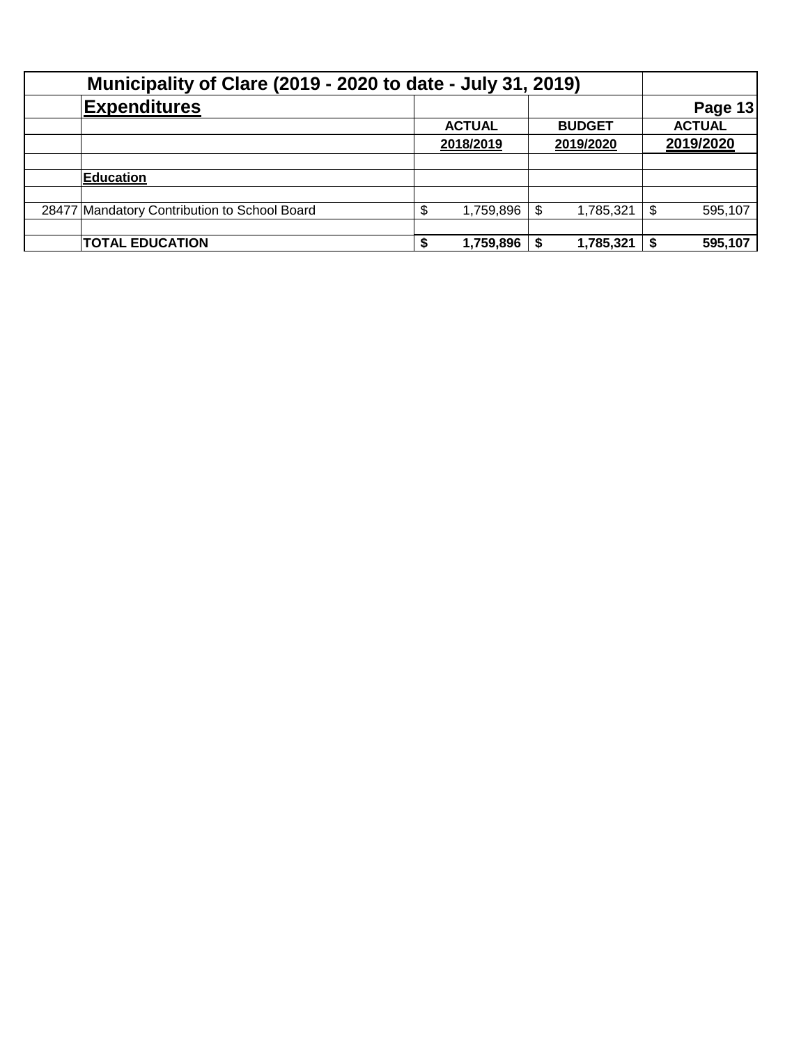# Municipality of Clare (2019 - 2020 to date - July 31, 2019)

## Expenditures

Page 13

| | | ACTUAL 2018/2019 | BUDGET 2019/2020 | ACTUAL 2019/2020 |
|---|---|---|---|---|
| | **Education** | | | |
| 28477 | Mandatory Contribution to School Board | $ 1,759,896 | $ 1,785,321 | $ 595,107 |
| | **TOTAL EDUCATION** | **$ 1,759,896** | **$ 1,785,321** | **$ 595,107** |